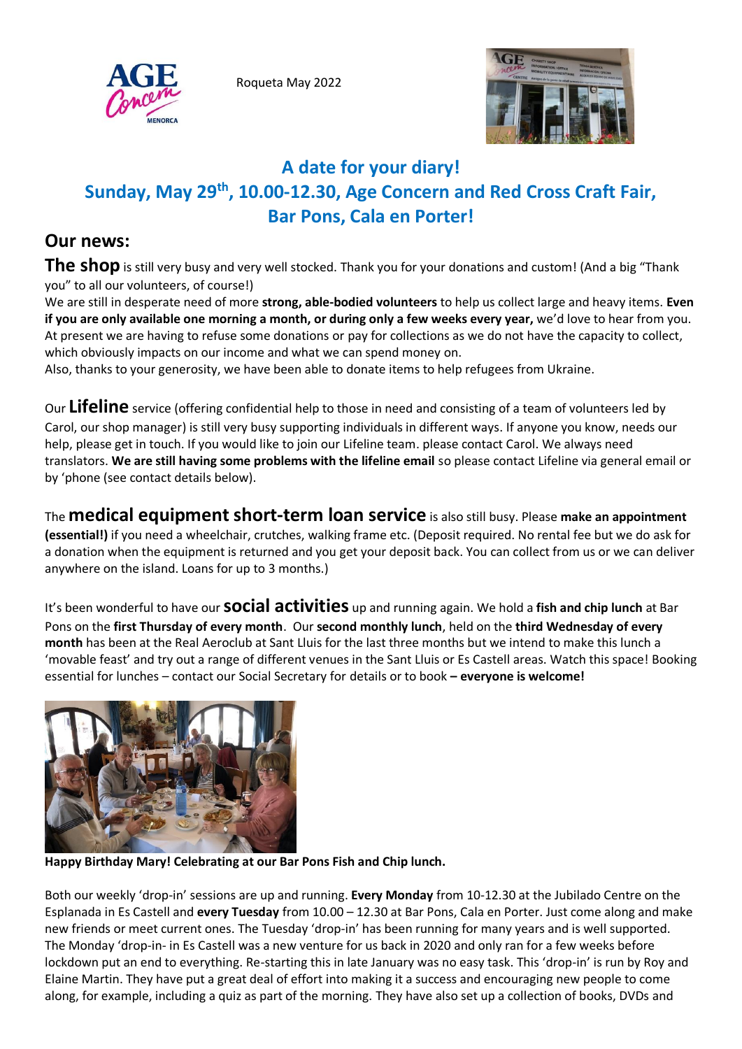Roqueta May 2022

## A date for your diary!
## Sunday, May 29th, 10.00-12.30, Age Concern and Red Cross Craft Fair, Bar Pons, Cala en Porter!

## Our news:

**The shop** is still very busy and very well stocked. Thank you for your donations and custom! (And a big "Thank you" to all our volunteers, of course!)
We are still in desperate need of more **strong, able-bodied volunteers** to help us collect large and heavy items. **Even if you are only available one morning a month, or during only a few weeks every year,** we'd love to hear from you. At present we are having to refuse some donations or pay for collections as we do not have the capacity to collect, which obviously impacts on our income and what we can spend money on.
Also, thanks to your generosity, we have been able to donate items to help refugees from Ukraine.

Our **Lifeline** service (offering confidential help to those in need and consisting of a team of volunteers led by Carol, our shop manager) is still very busy supporting individuals in different ways. If anyone you know, needs our help, please get in touch. If you would like to join our Lifeline team. please contact Carol. We always need translators. **We are still having some problems with the lifeline email** so please contact Lifeline via general email or by 'phone (see contact details below).

The **medical equipment short-term loan service** is also still busy. Please **make an appointment (essential!)** if you need a wheelchair, crutches, walking frame etc. (Deposit required. No rental fee but we do ask for a donation when the equipment is returned and you get your deposit back. You can collect from us or we can deliver anywhere on the island. Loans for up to 3 months.)

It's been wonderful to have our **social activities** up and running again. We hold a **fish and chip lunch** at Bar Pons on the **first Thursday of every month**. Our **second monthly lunch**, held on the **third Wednesday of every month** has been at the Real Aeroclub at Sant Lluis for the last three months but we intend to make this lunch a 'movable feast' and try out a range of different venues in the Sant Lluis or Es Castell areas. Watch this space! Booking essential for lunches – contact our Social Secretary for details or to book **– everyone is welcome!**

**Happy Birthday Mary! Celebrating at our Bar Pons Fish and Chip lunch.**

Both our weekly 'drop-in' sessions are up and running. **Every Monday** from 10-12.30 at the Jubilado Centre on the Esplanada in Es Castell and **every Tuesday** from 10.00 – 12.30 at Bar Pons, Cala en Porter. Just come along and make new friends or meet current ones. The Tuesday 'drop-in' has been running for many years and is well supported. The Monday 'drop-in- in Es Castell was a new venture for us back in 2020 and only ran for a few weeks before lockdown put an end to everything. Re-starting this in late January was no easy task. This 'drop-in' is run by Roy and Elaine Martin. They have put a great deal of effort into making it a success and encouraging new people to come along, for example, including a quiz as part of the morning. They have also set up a collection of books, DVDs and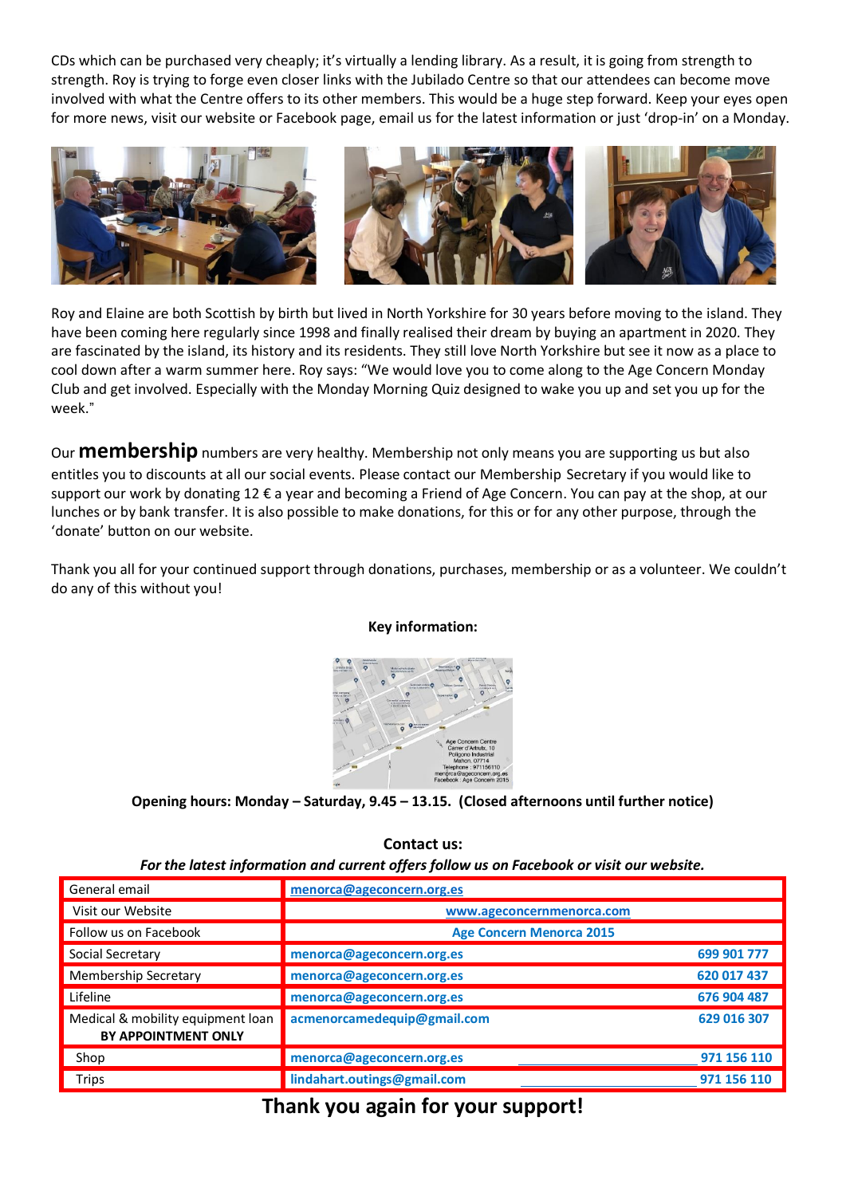CDs which can be purchased very cheaply; it's virtually a lending library. As a result, it is going from strength to strength. Roy is trying to forge even closer links with the Jubilado Centre so that our attendees can become move involved with what the Centre offers to its other members. This would be a huge step forward. Keep your eyes open for more news, visit our website or Facebook page, email us for the latest information or just 'drop-in' on a Monday.

Roy and Elaine are both Scottish by birth but lived in North Yorkshire for 30 years before moving to the island. They have been coming here regularly since 1998 and finally realised their dream by buying an apartment in 2020. They are fascinated by the island, its history and its residents. They still love North Yorkshire but see it now as a place to cool down after a warm summer here. Roy says: "We would love you to come along to the Age Concern Monday Club and get involved. Especially with the Monday Morning Quiz designed to wake you up and set you up for the week."

Our **membership** numbers are very healthy. Membership not only means you are supporting us but also entitles you to discounts at all our social events. Please contact our Membership Secretary if you would like to support our work by donating 12 € a year and becoming a Friend of Age Concern. You can pay at the shop, at our lunches or by bank transfer. It is also possible to make donations, for this or for any other purpose, through the 'donate' button on our website.

Thank you all for your continued support through donations, purchases, membership or as a volunteer. We couldn't do any of this without you!

**Key information:**

Age Concern Centre
Carrer d'Artrutx, 10
Polígono Industrial
Mahon, 07714
Telephone : 971156110
menorca@ageconcern.org.es
Facebook : Age Concern 2015

**Opening hours: Monday – Saturday, 9.45 – 13.15. (Closed afternoons until further notice)**

**Contact us:**

***For the latest information and current offers follow us on Facebook or visit our website.***

| | | |
|---|---|---|
| General email | menorca@ageconcern.org.es | |
| Visit our Website | www.ageconcernmenorca.com | |
| Follow us on Facebook | Age Concern Menorca 2015 | |
| Social Secretary | menorca@ageconcern.org.es | 699 901 777 |
| Membership Secretary | menorca@ageconcern.org.es | 620 017 437 |
| Lifeline | menorca@ageconcern.org.es | 676 904 487 |
| Medical & mobility equipment loan **BY APPOINTMENT ONLY** | acmenorcamedequip@gmail.com | 629 016 307 |
| Shop | menorca@ageconcern.org.es | 971 156 110 |
| Trips | lindahart.outings@gmail.com | 971 156 110 |

## Thank you again for your support!